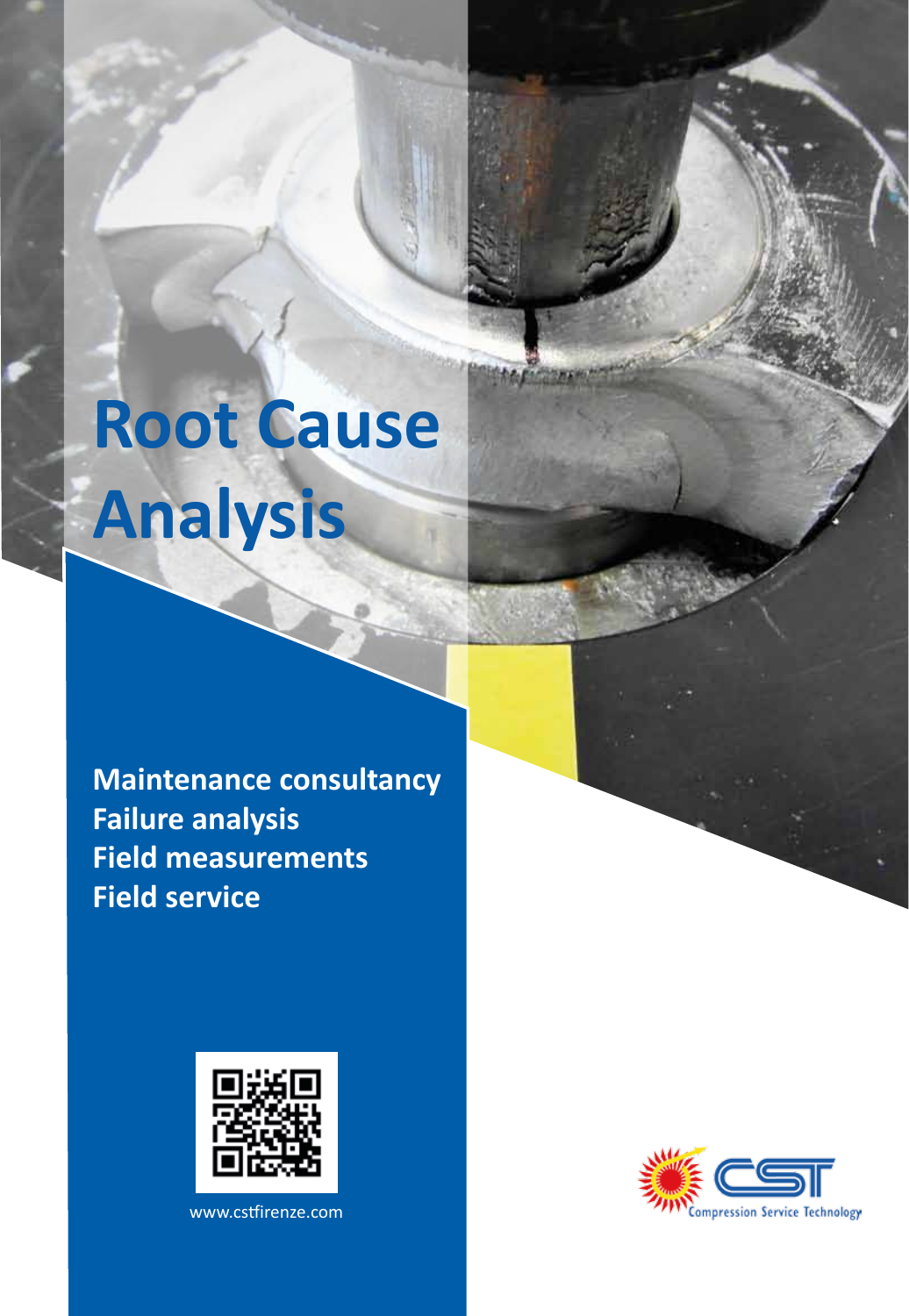# Root Cause Analysis

**Maintenance consultancy**
**Failure analysis**
**Field measurements**
**Field service**

www.cstfirenze.com

CST Compression Service Technology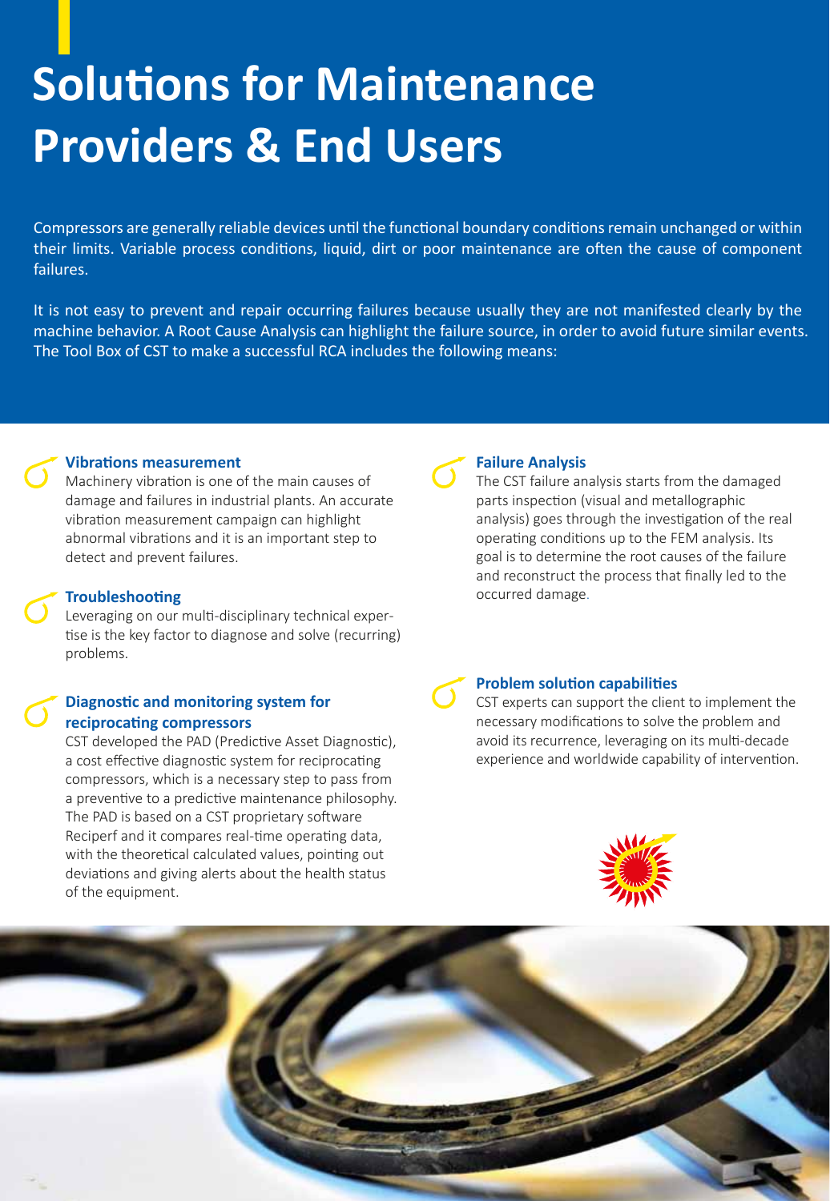# Solutions for Maintenance Providers & End Users

Compressors are generally reliable devices until the functional boundary conditions remain unchanged or within their limits. Variable process conditions, liquid, dirt or poor maintenance are often the cause of component failures.

It is not easy to prevent and repair occurring failures because usually they are not manifested clearly by the machine behavior. A Root Cause Analysis can highlight the failure source, in order to avoid future similar events. The Tool Box of CST to make a successful RCA includes the following means:

### Vibrations measurement

Machinery vibration is one of the main causes of damage and failures in industrial plants. An accurate vibration measurement campaign can highlight abnormal vibrations and it is an important step to detect and prevent failures.

### Troubleshooting

Leveraging on our multi-disciplinary technical expertise is the key factor to diagnose and solve (recurring) problems.

### Diagnostic and monitoring system for reciprocating compressors

CST developed the PAD (Predictive Asset Diagnostic), a cost effective diagnostic system for reciprocating compressors, which is a necessary step to pass from a preventive to a predictive maintenance philosophy. The PAD is based on a CST proprietary software Reciperf and it compares real-time operating data, with the theoretical calculated values, pointing out deviations and giving alerts about the health status of the equipment.

### Failure Analysis

The CST failure analysis starts from the damaged parts inspection (visual and metallographic analysis) goes through the investigation of the real operating conditions up to the FEM analysis. Its goal is to determine the root causes of the failure and reconstruct the process that finally led to the occurred damage.

### Problem solution capabilities

CST experts can support the client to implement the necessary modifications to solve the problem and avoid its recurrence, leveraging on its multi-decade experience and worldwide capability of intervention.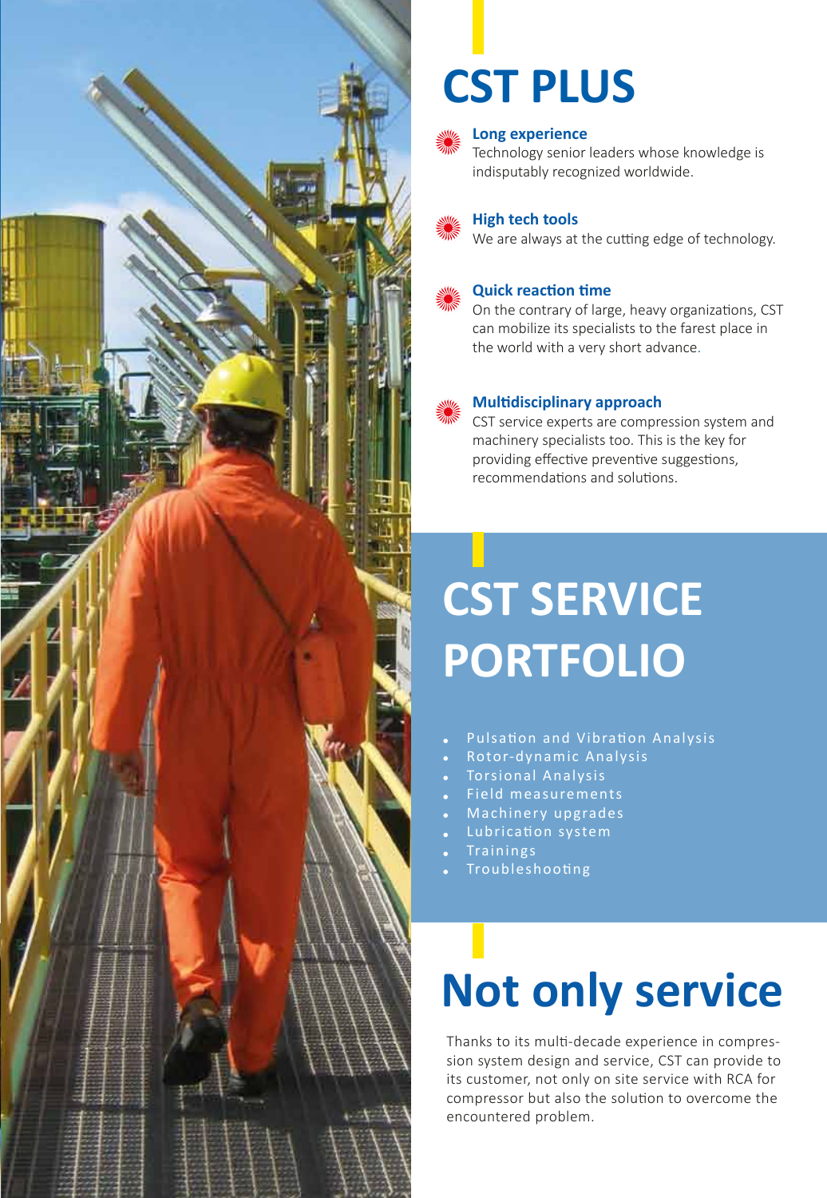# CST PLUS

**Long experience**
Technology senior leaders whose knowledge is indisputably recognized worldwide.

**High tech tools**
We are always at the cutting edge of technology.

**Quick reaction time**
On the contrary of large, heavy organizations, CST can mobilize its specialists to the farest place in the world with a very short advance.

**Multidisciplinary approach**
CST service experts are compression system and machinery specialists too. This is the key for providing effective preventive suggestions, recommendations and solutions.

# CST SERVICE PORTFOLIO

- Pulsation and Vibration Analysis
- Rotor-dynamic Analysis
- Torsional Analysis
- Field measurements
- Machinery upgrades
- Lubrication system
- Trainings
- Troubleshooting

# Not only service

Thanks to its multi-decade experience in compression system design and service, CST can provide to its customer, not only on site service with RCA for compressor but also the solution to overcome the encountered problem.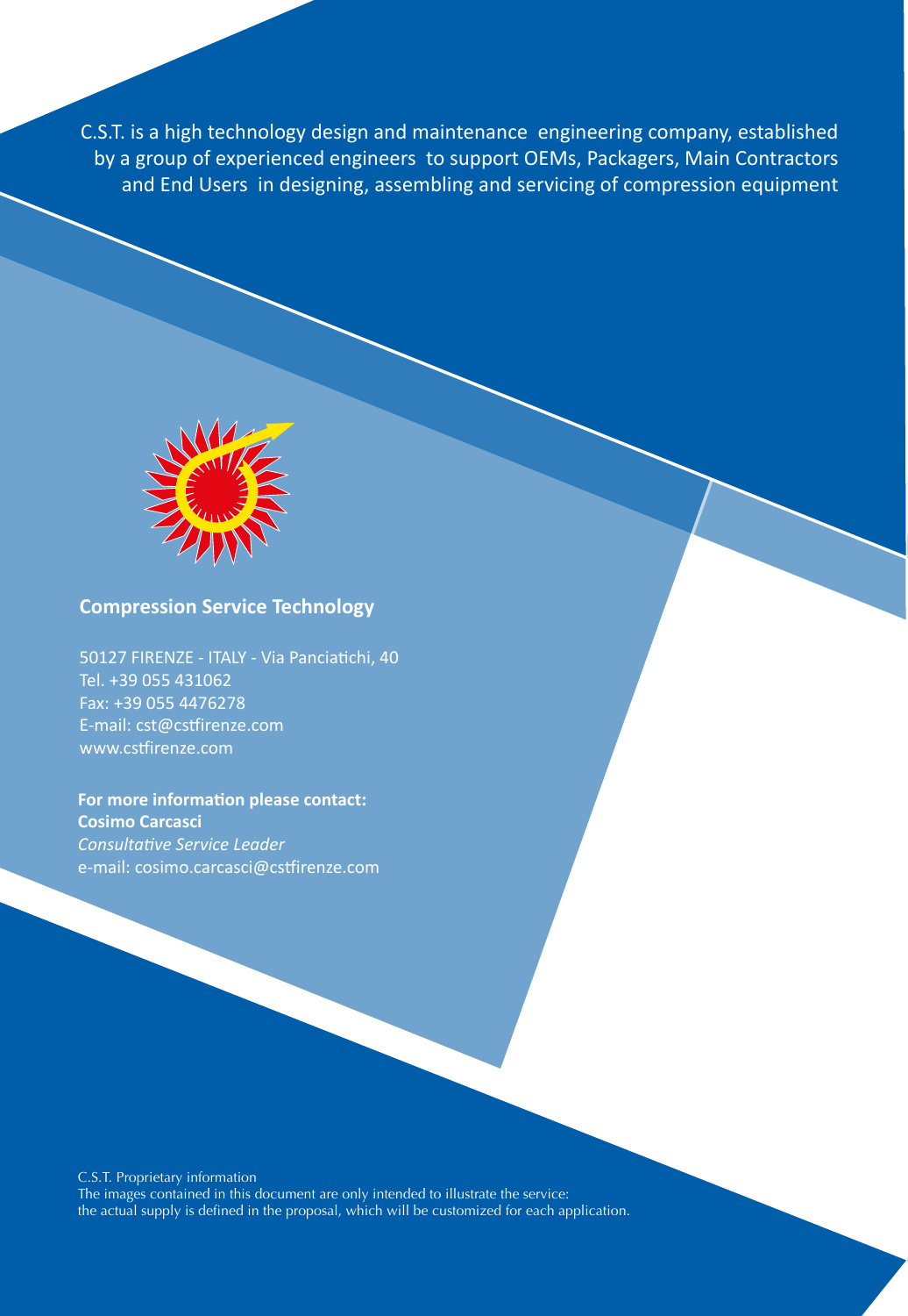C.S.T. is a high technology design and maintenance engineering company, established by a group of experienced engineers to support OEMs, Packagers, Main Contractors and End Users in designing, assembling and servicing of compression equipment

**Compression Service Technology**

50127 FIRENZE - ITALY - Via Panciatichi, 40
Tel. +39 055 431062
Fax: +39 055 4476278
E-mail: cst@cstfirenze.com
www.cstfirenze.com

**For more information please contact:**
**Cosimo Carcasci**
*Consultative Service Leader*
e-mail: cosimo.carcasci@cstfirenze.com

C.S.T. Proprietary information
The images contained in this document are only intended to illustrate the service:
the actual supply is defined in the proposal, which will be customized for each application.